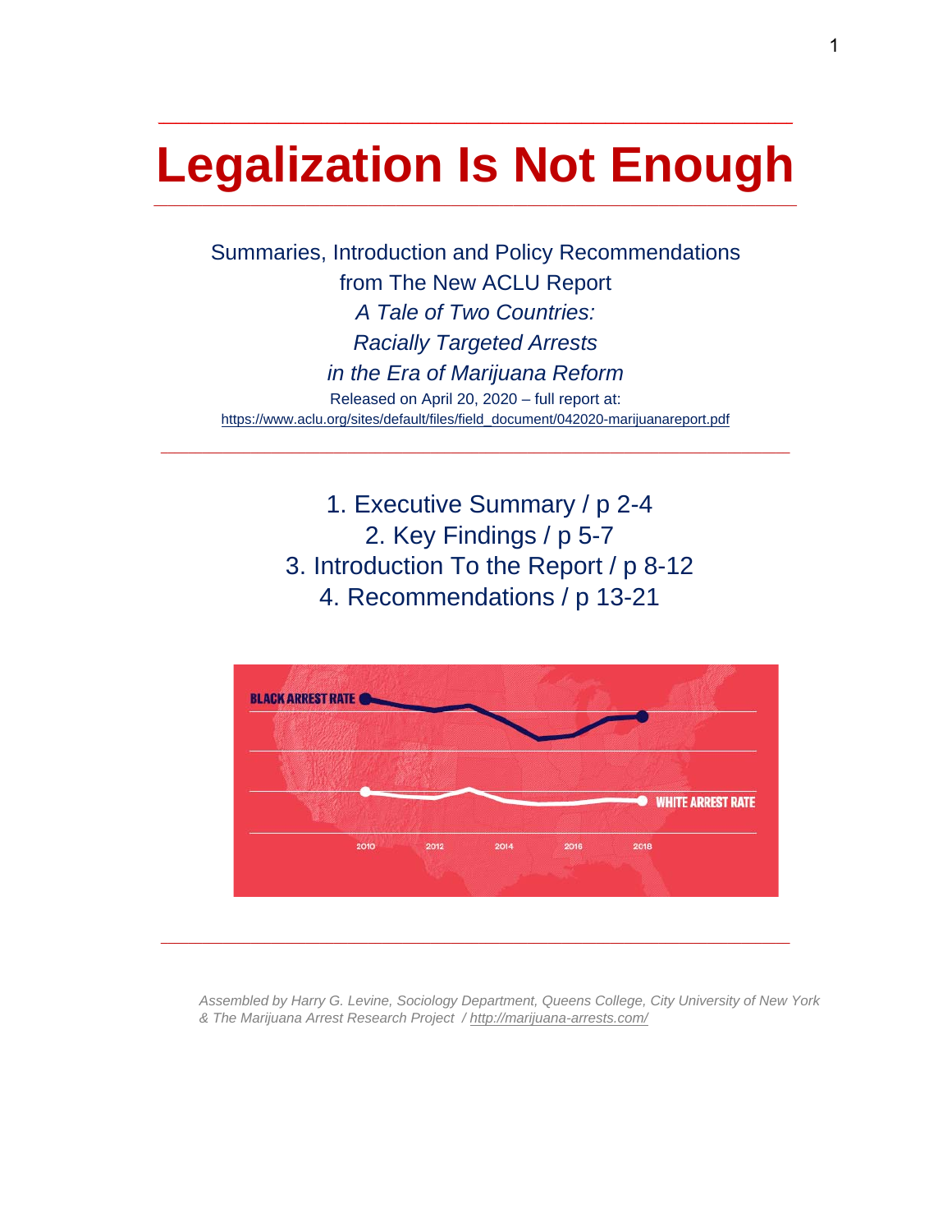# Legalization Is Not Enough

Summaries, Introduction and Policy Recommendations
from The New ACLU Report
*A Tale of Two Countries:*
*Racially Targeted Arrests*
*in the Era of Marijuana Reform*
Released on April 20, 2020 – full report at:
https://www.aclu.org/sites/default/files/field_document/042020-marijuanareport.pdf

---

1. Executive Summary / p 2-4
2. Key Findings / p 5-7
3. Introduction To the Report / p 8-12
4. Recommendations / p 13-21

---

*Assembled by Harry G. Levine, Sociology Department, Queens College, City University of New York & The Marijuana Arrest Research Project / http://marijuana-arrests.com/*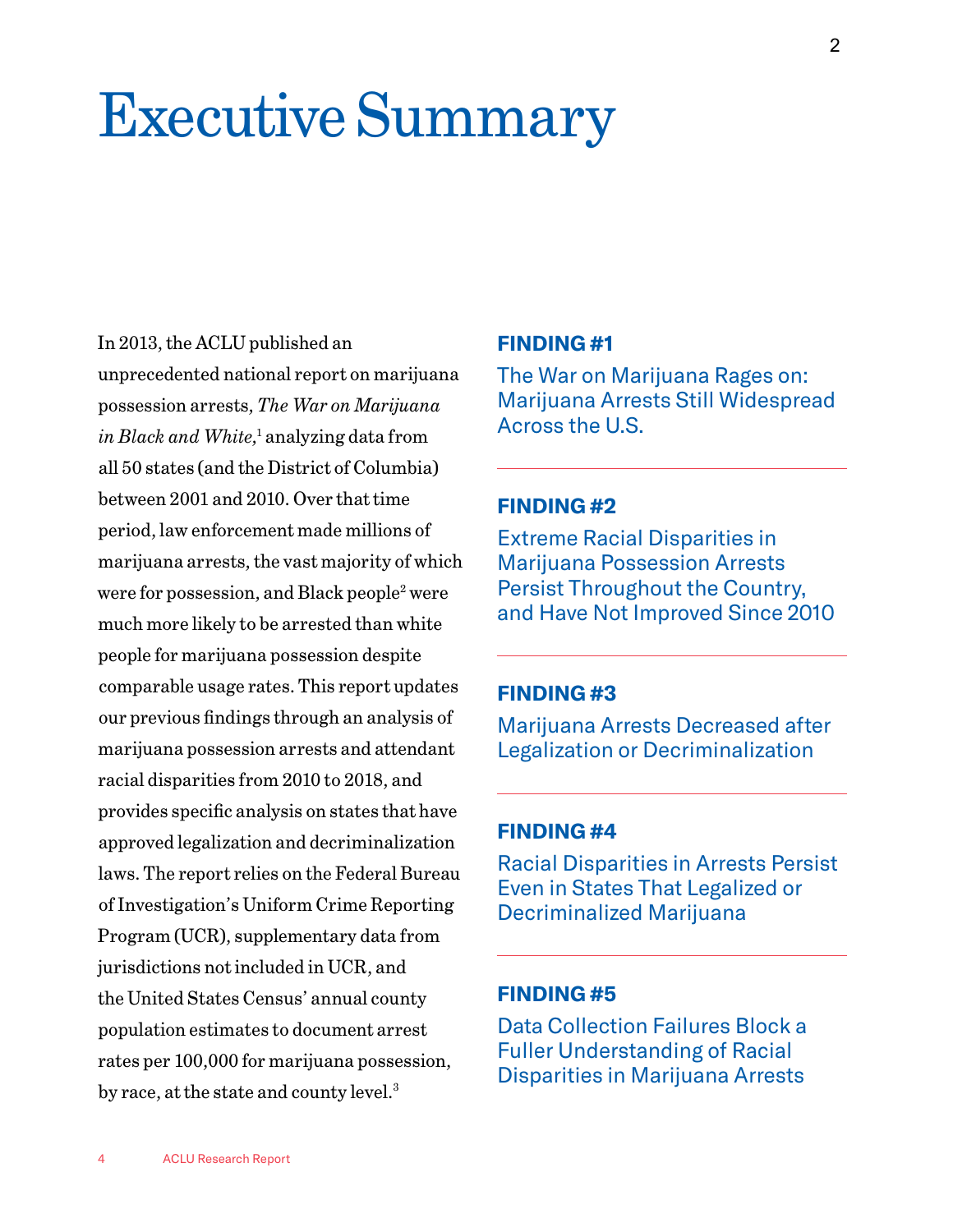# Executive Summary

In 2013, the ACLU published an unprecedented national report on marijuana possession arrests, *The War on Marijuana in Black and White*,[1] analyzing data from all 50 states (and the District of Columbia) between 2001 and 2010. Over that time period, law enforcement made millions of marijuana arrests, the vast majority of which were for possession, and Black people[2] were much more likely to be arrested than white people for marijuana possession despite comparable usage rates. This report updates our previous findings through an analysis of marijuana possession arrests and attendant racial disparities from 2010 to 2018, and provides specific analysis on states that have approved legalization and decriminalization laws. The report relies on the Federal Bureau of Investigation's Uniform Crime Reporting Program (UCR), supplementary data from jurisdictions not included in UCR, and the United States Census' annual county population estimates to document arrest rates per 100,000 for marijuana possession, by race, at the state and county level.[3]

**FINDING #1**

The War on Marijuana Rages on: Marijuana Arrests Still Widespread Across the U.S.

**FINDING #2**

Extreme Racial Disparities in Marijuana Possession Arrests Persist Throughout the Country, and Have Not Improved Since 2010

**FINDING #3**

Marijuana Arrests Decreased after Legalization or Decriminalization

**FINDING #4**

Racial Disparities in Arrests Persist Even in States That Legalized or Decriminalized Marijuana

**FINDING #5**

Data Collection Failures Block a Fuller Understanding of Racial Disparities in Marijuana Arrests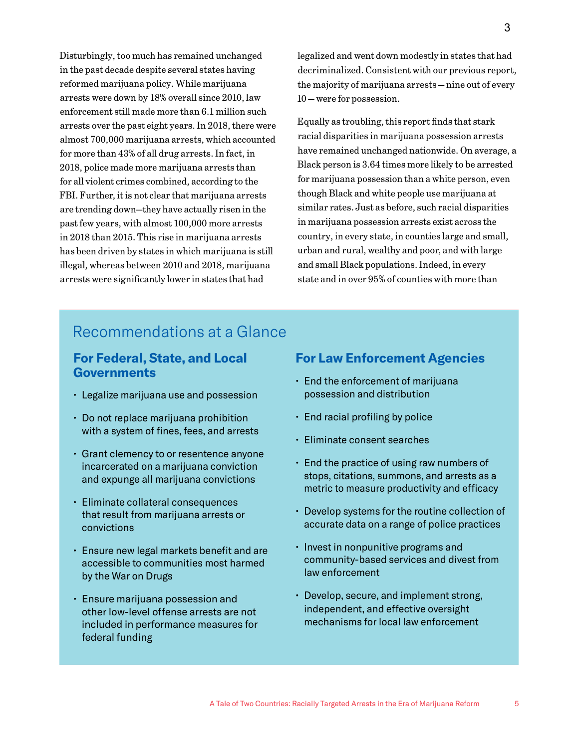Disturbingly, too much has remained unchanged in the past decade despite several states having reformed marijuana policy. While marijuana arrests were down by 18% overall since 2010, law enforcement still made more than 6.1 million such arrests over the past eight years. In 2018, there were almost 700,000 marijuana arrests, which accounted for more than 43% of all drug arrests. In fact, in 2018, police made more marijuana arrests than for all violent crimes combined, according to the FBI. Further, it is not clear that marijuana arrests are trending down—they have actually risen in the past few years, with almost 100,000 more arrests in 2018 than 2015. This rise in marijuana arrests has been driven by states in which marijuana is still illegal, whereas between 2010 and 2018, marijuana arrests were significantly lower in states that had legalized and went down modestly in states that had decriminalized. Consistent with our previous report, the majority of marijuana arrests — nine out of every 10 — were for possession.

Equally as troubling, this report finds that stark racial disparities in marijuana possession arrests have remained unchanged nationwide. On average, a Black person is 3.64 times more likely to be arrested for marijuana possession than a white person, even though Black and white people use marijuana at similar rates. Just as before, such racial disparities in marijuana possession arrests exist across the country, in every state, in counties large and small, urban and rural, wealthy and poor, and with large and small Black populations. Indeed, in every state and in over 95% of counties with more than

## Recommendations at a Glance

### For Federal, State, and Local Governments

- Legalize marijuana use and possession
- Do not replace marijuana prohibition with a system of fines, fees, and arrests
- Grant clemency to or resentence anyone incarcerated on a marijuana conviction and expunge all marijuana convictions
- Eliminate collateral consequences that result from marijuana arrests or convictions
- Ensure new legal markets benefit and are accessible to communities most harmed by the War on Drugs
- Ensure marijuana possession and other low-level offense arrests are not included in performance measures for federal funding

### For Law Enforcement Agencies

- End the enforcement of marijuana possession and distribution
- End racial profiling by police
- Eliminate consent searches
- End the practice of using raw numbers of stops, citations, summons, and arrests as a metric to measure productivity and efficacy
- Develop systems for the routine collection of accurate data on a range of police practices
- Invest in nonpunitive programs and community-based services and divest from law enforcement
- Develop, secure, and implement strong, independent, and effective oversight mechanisms for local law enforcement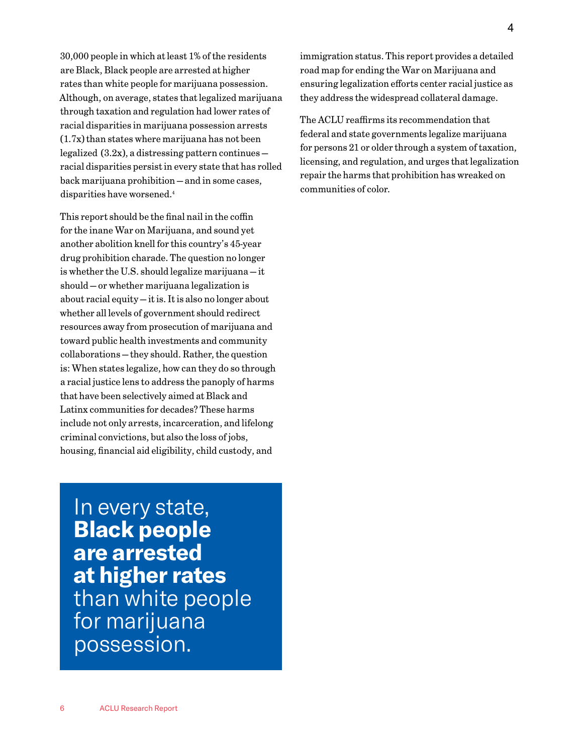30,000 people in which at least 1% of the residents are Black, Black people are arrested at higher rates than white people for marijuana possession. Although, on average, states that legalized marijuana through taxation and regulation had lower rates of racial disparities in marijuana possession arrests (1.7x) than states where marijuana has not been legalized (3.2x), a distressing pattern continues — racial disparities persist in every state that has rolled back marijuana prohibition — and in some cases, disparities have worsened.[4]

This report should be the final nail in the coffin for the inane War on Marijuana, and sound yet another abolition knell for this country's 45-year drug prohibition charade. The question no longer is whether the U.S. should legalize marijuana — it should — or whether marijuana legalization is about racial equity — it is. It is also no longer about whether all levels of government should redirect resources away from prosecution of marijuana and toward public health investments and community collaborations — they should. Rather, the question is: When states legalize, how can they do so through a racial justice lens to address the panoply of harms that have been selectively aimed at Black and Latinx communities for decades? These harms include not only arrests, incarceration, and lifelong criminal convictions, but also the loss of jobs, housing, financial aid eligibility, child custody, and immigration status. This report provides a detailed road map for ending the War on Marijuana and ensuring legalization efforts center racial justice as they address the widespread collateral damage.

The ACLU reaffirms its recommendation that federal and state governments legalize marijuana for persons 21 or older through a system of taxation, licensing, and regulation, and urges that legalization repair the harms that prohibition has wreaked on communities of color.

> In every state, **Black people are arrested at higher rates** than white people for marijuana possession.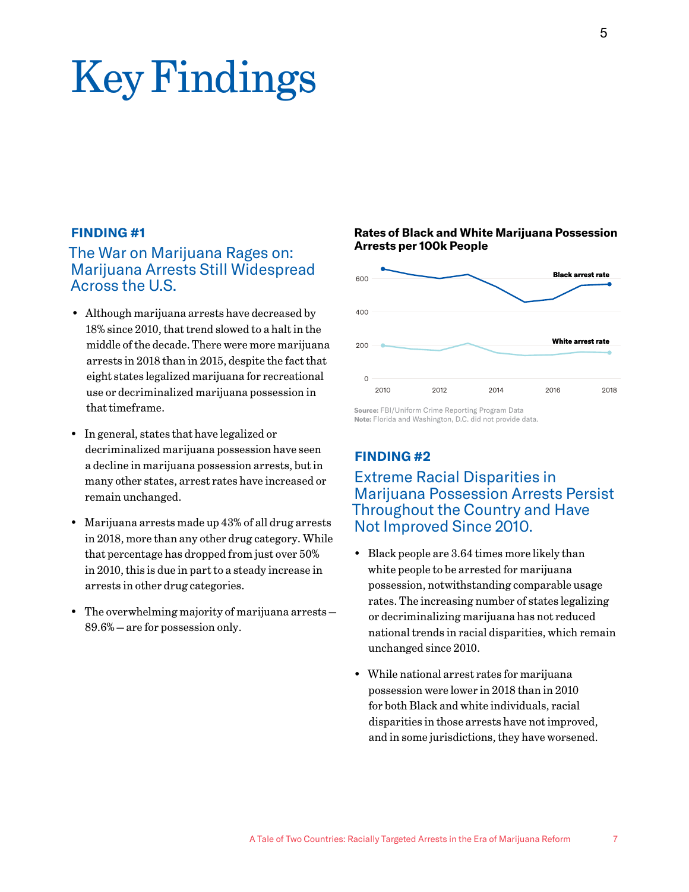# Key Findings

**FINDING #1**

## The War on Marijuana Rages on: Marijuana Arrests Still Widespread Across the U.S.

- Although marijuana arrests have decreased by 18% since 2010, that trend slowed to a halt in the middle of the decade. There were more marijuana arrests in 2018 than in 2015, despite the fact that eight states legalized marijuana for recreational use or decriminalized marijuana possession in that timeframe.
- In general, states that have legalized or decriminalized marijuana possession have seen a decline in marijuana possession arrests, but in many other states, arrest rates have increased or remain unchanged.
- Marijuana arrests made up 43% of all drug arrests in 2018, more than any other drug category. While that percentage has dropped from just over 50% in 2010, this is due in part to a steady increase in arrests in other drug categories.
- The overwhelming majority of marijuana arrests — 89.6% — are for possession only.

**Rates of Black and White Marijuana Possession Arrests per 100k People**

**Source:** FBI/Uniform Crime Reporting Program Data
**Note:** Florida and Washington, D.C. did not provide data.

**FINDING #2**

## Extreme Racial Disparities in Marijuana Possession Arrests Persist Throughout the Country and Have Not Improved Since 2010.

- Black people are 3.64 times more likely than white people to be arrested for marijuana possession, notwithstanding comparable usage rates. The increasing number of states legalizing or decriminalizing marijuana has not reduced national trends in racial disparities, which remain unchanged since 2010.
- While national arrest rates for marijuana possession were lower in 2018 than in 2010 for both Black and white individuals, racial disparities in those arrests have not improved, and in some jurisdictions, they have worsened.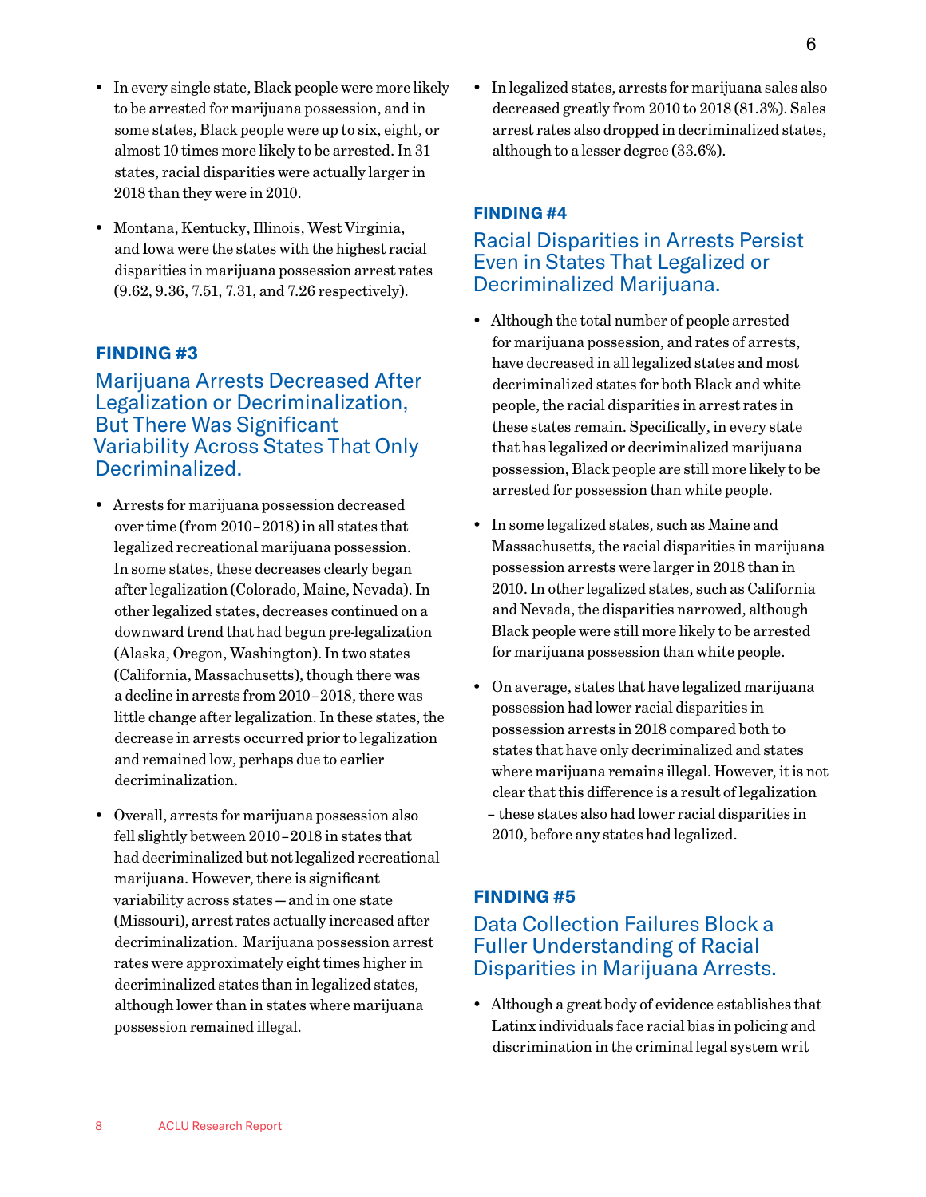- In every single state, Black people were more likely to be arrested for marijuana possession, and in some states, Black people were up to six, eight, or almost 10 times more likely to be arrested. In 31 states, racial disparities were actually larger in 2018 than they were in 2010.
- Montana, Kentucky, Illinois, West Virginia, and Iowa were the states with the highest racial disparities in marijuana possession arrest rates (9.62, 9.36, 7.51, 7.31, and 7.26 respectively).

**FINDING #3**

## Marijuana Arrests Decreased After Legalization or Decriminalization, But There Was Significant Variability Across States That Only Decriminalized.

- Arrests for marijuana possession decreased over time (from 2010–2018) in all states that legalized recreational marijuana possession. In some states, these decreases clearly began after legalization (Colorado, Maine, Nevada). In other legalized states, decreases continued on a downward trend that had begun pre-legalization (Alaska, Oregon, Washington). In two states (California, Massachusetts), though there was a decline in arrests from 2010–2018, there was little change after legalization. In these states, the decrease in arrests occurred prior to legalization and remained low, perhaps due to earlier decriminalization.
- Overall, arrests for marijuana possession also fell slightly between 2010–2018 in states that had decriminalized but not legalized recreational marijuana. However, there is significant variability across states — and in one state (Missouri), arrest rates actually increased after decriminalization. Marijuana possession arrest rates were approximately eight times higher in decriminalized states than in legalized states, although lower than in states where marijuana possession remained illegal.
- In legalized states, arrests for marijuana sales also decreased greatly from 2010 to 2018 (81.3%). Sales arrest rates also dropped in decriminalized states, although to a lesser degree (33.6%).

**FINDING #4**

## Racial Disparities in Arrests Persist Even in States That Legalized or Decriminalized Marijuana.

- Although the total number of people arrested for marijuana possession, and rates of arrests, have decreased in all legalized states and most decriminalized states for both Black and white people, the racial disparities in arrest rates in these states remain. Specifically, in every state that has legalized or decriminalized marijuana possession, Black people are still more likely to be arrested for possession than white people.
- In some legalized states, such as Maine and Massachusetts, the racial disparities in marijuana possession arrests were larger in 2018 than in 2010. In other legalized states, such as California and Nevada, the disparities narrowed, although Black people were still more likely to be arrested for marijuana possession than white people.
- On average, states that have legalized marijuana possession had lower racial disparities in possession arrests in 2018 compared both to states that have only decriminalized and states where marijuana remains illegal. However, it is not clear that this difference is a result of legalization – these states also had lower racial disparities in 2010, before any states had legalized.

**FINDING #5**

## Data Collection Failures Block a Fuller Understanding of Racial Disparities in Marijuana Arrests.

- Although a great body of evidence establishes that Latinx individuals face racial bias in policing and discrimination in the criminal legal system writ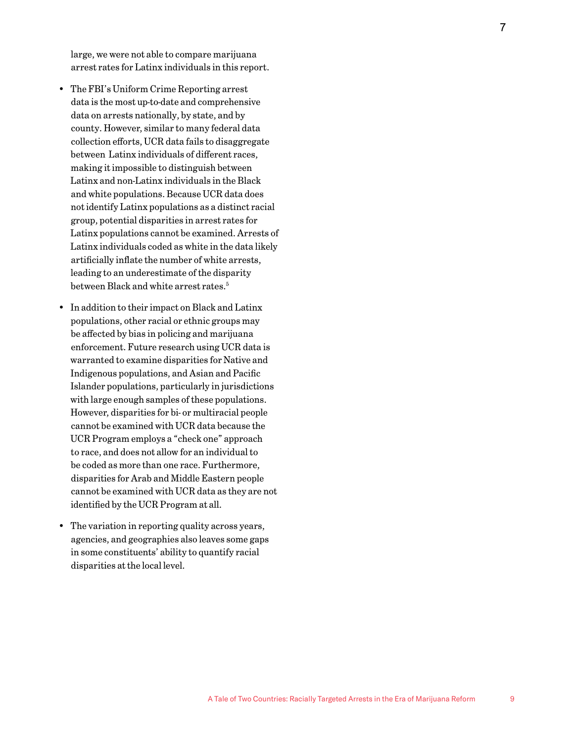large, we were not able to compare marijuana arrest rates for Latinx individuals in this report.

- The FBI's Uniform Crime Reporting arrest data is the most up-to-date and comprehensive data on arrests nationally, by state, and by county. However, similar to many federal data collection efforts, UCR data fails to disaggregate between Latinx individuals of different races, making it impossible to distinguish between Latinx and non-Latinx individuals in the Black and white populations. Because UCR data does not identify Latinx populations as a distinct racial group, potential disparities in arrest rates for Latinx populations cannot be examined. Arrests of Latinx individuals coded as white in the data likely artificially inflate the number of white arrests, leading to an underestimate of the disparity between Black and white arrest rates.[5]

- In addition to their impact on Black and Latinx populations, other racial or ethnic groups may be affected by bias in policing and marijuana enforcement. Future research using UCR data is warranted to examine disparities for Native and Indigenous populations, and Asian and Pacific Islander populations, particularly in jurisdictions with large enough samples of these populations. However, disparities for bi- or multiracial people cannot be examined with UCR data because the UCR Program employs a "check one" approach to race, and does not allow for an individual to be coded as more than one race. Furthermore, disparities for Arab and Middle Eastern people cannot be examined with UCR data as they are not identified by the UCR Program at all.

- The variation in reporting quality across years, agencies, and geographies also leaves some gaps in some constituents' ability to quantify racial disparities at the local level.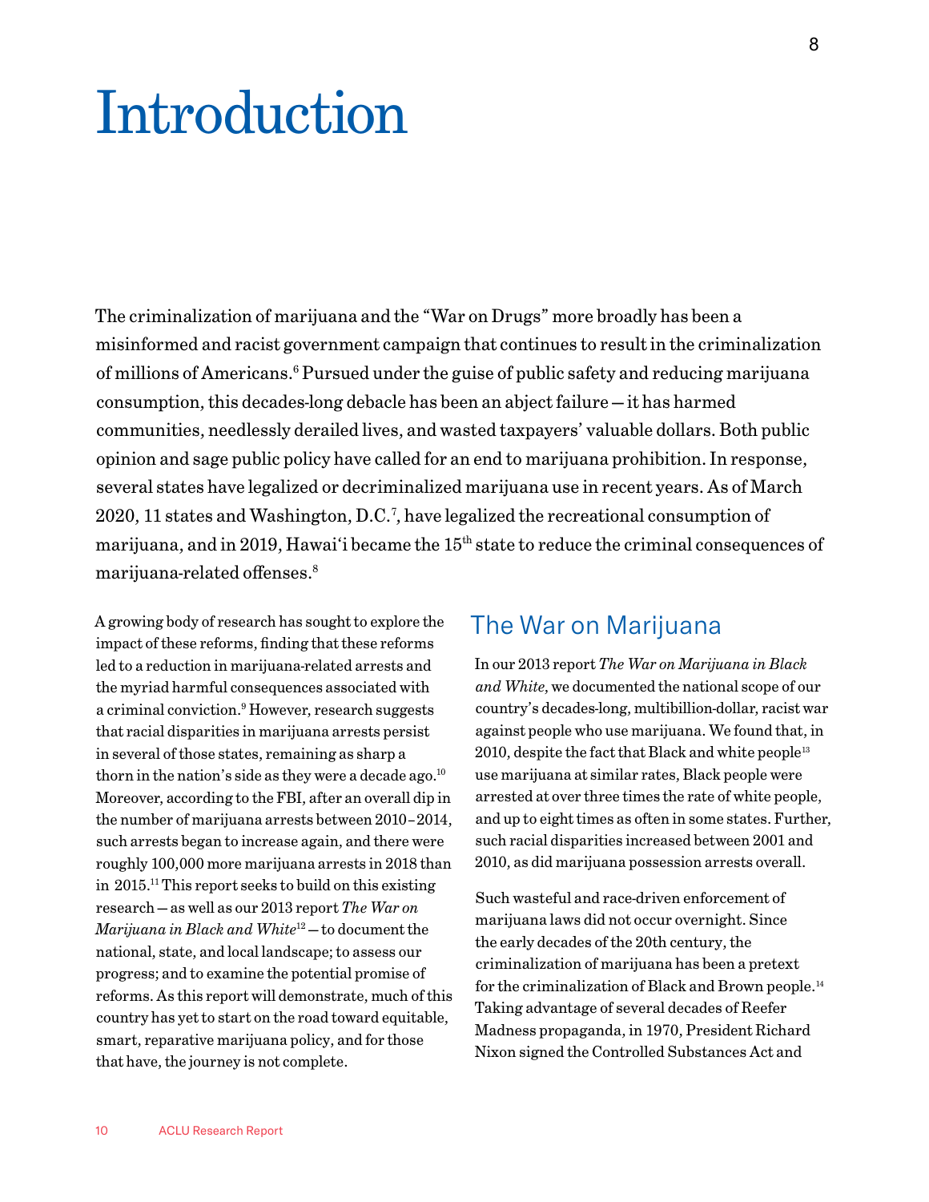# Introduction

The criminalization of marijuana and the "War on Drugs" more broadly has been a misinformed and racist government campaign that continues to result in the criminalization of millions of Americans.[6] Pursued under the guise of public safety and reducing marijuana consumption, this decades-long debacle has been an abject failure — it has harmed communities, needlessly derailed lives, and wasted taxpayers' valuable dollars. Both public opinion and sage public policy have called for an end to marijuana prohibition. In response, several states have legalized or decriminalized marijuana use in recent years. As of March 2020, 11 states and Washington, D.C.[7], have legalized the recreational consumption of marijuana, and in 2019, Hawai'i became the 15th state to reduce the criminal consequences of marijuana-related offenses.[8]

A growing body of research has sought to explore the impact of these reforms, finding that these reforms led to a reduction in marijuana-related arrests and the myriad harmful consequences associated with a criminal conviction.[9] However, research suggests that racial disparities in marijuana arrests persist in several of those states, remaining as sharp a thorn in the nation's side as they were a decade ago.[10] Moreover, according to the FBI, after an overall dip in the number of marijuana arrests between 2010–2014, such arrests began to increase again, and there were roughly 100,000 more marijuana arrests in 2018 than in 2015.[11] This report seeks to build on this existing research — as well as our 2013 report *The War on Marijuana in Black and White*[12] — to document the national, state, and local landscape; to assess our progress; and to examine the potential promise of reforms. As this report will demonstrate, much of this country has yet to start on the road toward equitable, smart, reparative marijuana policy, and for those that have, the journey is not complete.

## The War on Marijuana

In our 2013 report *The War on Marijuana in Black and White*, we documented the national scope of our country's decades-long, multibillion-dollar, racist war against people who use marijuana. We found that, in 2010, despite the fact that Black and white people[13] use marijuana at similar rates, Black people were arrested at over three times the rate of white people, and up to eight times as often in some states. Further, such racial disparities increased between 2001 and 2010, as did marijuana possession arrests overall.

Such wasteful and race-driven enforcement of marijuana laws did not occur overnight. Since the early decades of the 20th century, the criminalization of marijuana has been a pretext for the criminalization of Black and Brown people.[14] Taking advantage of several decades of Reefer Madness propaganda, in 1970, President Richard Nixon signed the Controlled Substances Act and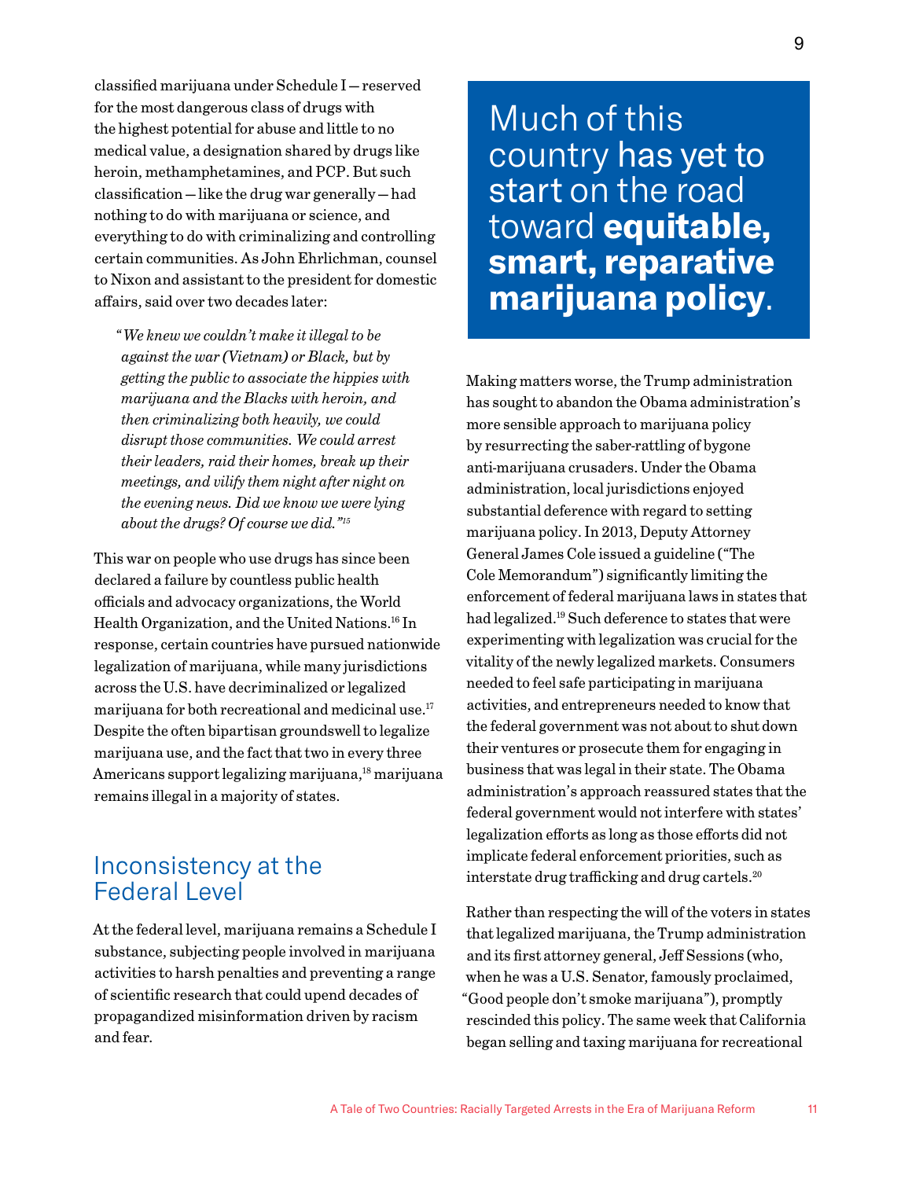classified marijuana under Schedule I—reserved for the most dangerous class of drugs with the highest potential for abuse and little to no medical value, a designation shared by drugs like heroin, methamphetamines, and PCP. But such classification—like the drug war generally—had nothing to do with marijuana or science, and everything to do with criminalizing and controlling certain communities. As John Ehrlichman, counsel to Nixon and assistant to the president for domestic affairs, said over two decades later:

> *"We knew we couldn't make it illegal to be against the war (Vietnam) or Black, but by getting the public to associate the hippies with marijuana and the Blacks with heroin, and then criminalizing both heavily, we could disrupt those communities. We could arrest their leaders, raid their homes, break up their meetings, and vilify them night after night on the evening news. Did we know we were lying about the drugs? Of course we did."*[15]

This war on people who use drugs has since been declared a failure by countless public health officials and advocacy organizations, the World Health Organization, and the United Nations.[16] In response, certain countries have pursued nationwide legalization of marijuana, while many jurisdictions across the U.S. have decriminalized or legalized marijuana for both recreational and medicinal use.[17] Despite the often bipartisan groundswell to legalize marijuana use, and the fact that two in every three Americans support legalizing marijuana,[18] marijuana remains illegal in a majority of states.

## Inconsistency at the Federal Level

At the federal level, marijuana remains a Schedule I substance, subjecting people involved in marijuana activities to harsh penalties and preventing a range of scientific research that could upend decades of propagandized misinformation driven by racism and fear.

> Much of this country has yet to start on the road toward **equitable, smart, reparative marijuana policy**.

Making matters worse, the Trump administration has sought to abandon the Obama administration's more sensible approach to marijuana policy by resurrecting the saber-rattling of bygone anti-marijuana crusaders. Under the Obama administration, local jurisdictions enjoyed substantial deference with regard to setting marijuana policy. In 2013, Deputy Attorney General James Cole issued a guideline ("The Cole Memorandum") significantly limiting the enforcement of federal marijuana laws in states that had legalized.[19] Such deference to states that were experimenting with legalization was crucial for the vitality of the newly legalized markets. Consumers needed to feel safe participating in marijuana activities, and entrepreneurs needed to know that the federal government was not about to shut down their ventures or prosecute them for engaging in business that was legal in their state. The Obama administration's approach reassured states that the federal government would not interfere with states' legalization efforts as long as those efforts did not implicate federal enforcement priorities, such as interstate drug trafficking and drug cartels.[20]

Rather than respecting the will of the voters in states that legalized marijuana, the Trump administration and its first attorney general, Jeff Sessions (who, when he was a U.S. Senator, famously proclaimed, "Good people don't smoke marijuana"), promptly rescinded this policy. The same week that California began selling and taxing marijuana for recreational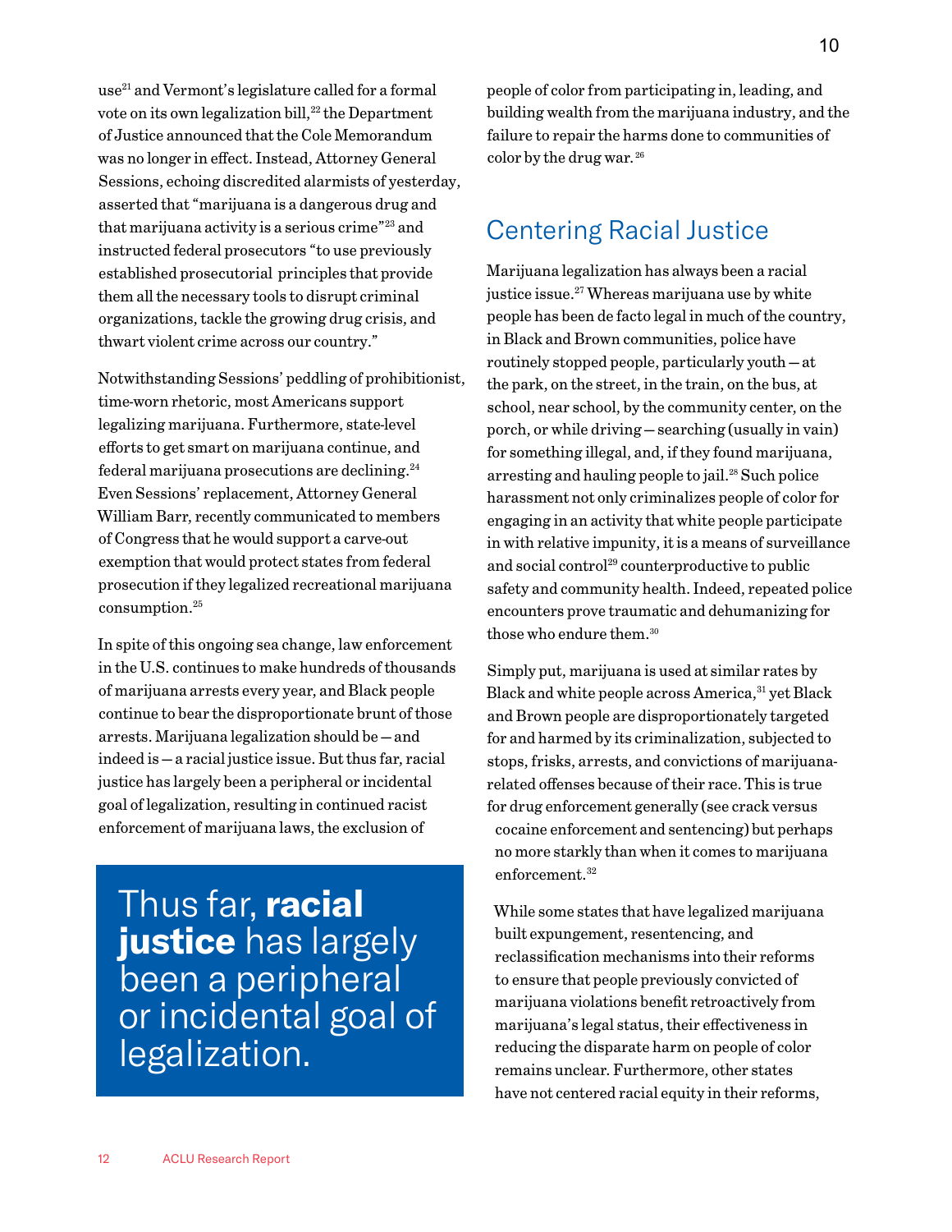use[21] and Vermont's legislature called for a formal vote on its own legalization bill,[22] the Department of Justice announced that the Cole Memorandum was no longer in effect. Instead, Attorney General Sessions, echoing discredited alarmists of yesterday, asserted that "marijuana is a dangerous drug and that marijuana activity is a serious crime"[23] and instructed federal prosecutors "to use previously established prosecutorial principles that provide them all the necessary tools to disrupt criminal organizations, tackle the growing drug crisis, and thwart violent crime across our country."

Notwithstanding Sessions' peddling of prohibitionist, time-worn rhetoric, most Americans support legalizing marijuana. Furthermore, state-level efforts to get smart on marijuana continue, and federal marijuana prosecutions are declining.[24] Even Sessions' replacement, Attorney General William Barr, recently communicated to members of Congress that he would support a carve-out exemption that would protect states from federal prosecution if they legalized recreational marijuana consumption.[25]

In spite of this ongoing sea change, law enforcement in the U.S. continues to make hundreds of thousands of marijuana arrests every year, and Black people continue to bear the disproportionate brunt of those arrests. Marijuana legalization should be — and indeed is — a racial justice issue. But thus far, racial justice has largely been a peripheral or incidental goal of legalization, resulting in continued racist enforcement of marijuana laws, the exclusion of people of color from participating in, leading, and building wealth from the marijuana industry, and the failure to repair the harms done to communities of color by the drug war.[26]

> Thus far, **racial justice** has largely been a peripheral or incidental goal of legalization.

## Centering Racial Justice

Marijuana legalization has always been a racial justice issue.[27] Whereas marijuana use by white people has been de facto legal in much of the country, in Black and Brown communities, police have routinely stopped people, particularly youth — at the park, on the street, in the train, on the bus, at school, near school, by the community center, on the porch, or while driving — searching (usually in vain) for something illegal, and, if they found marijuana, arresting and hauling people to jail.[28] Such police harassment not only criminalizes people of color for engaging in an activity that white people participate in with relative impunity, it is a means of surveillance and social control[29] counterproductive to public safety and community health. Indeed, repeated police encounters prove traumatic and dehumanizing for those who endure them.[30]

Simply put, marijuana is used at similar rates by Black and white people across America,[31] yet Black and Brown people are disproportionately targeted for and harmed by its criminalization, subjected to stops, frisks, arrests, and convictions of marijuana-related offenses because of their race. This is true for drug enforcement generally (see crack versus cocaine enforcement and sentencing) but perhaps no more starkly than when it comes to marijuana enforcement.[32]

While some states that have legalized marijuana built expungement, resentencing, and reclassification mechanisms into their reforms to ensure that people previously convicted of marijuana violations benefit retroactively from marijuana's legal status, their effectiveness in reducing the disparate harm on people of color remains unclear. Furthermore, other states have not centered racial equity in their reforms,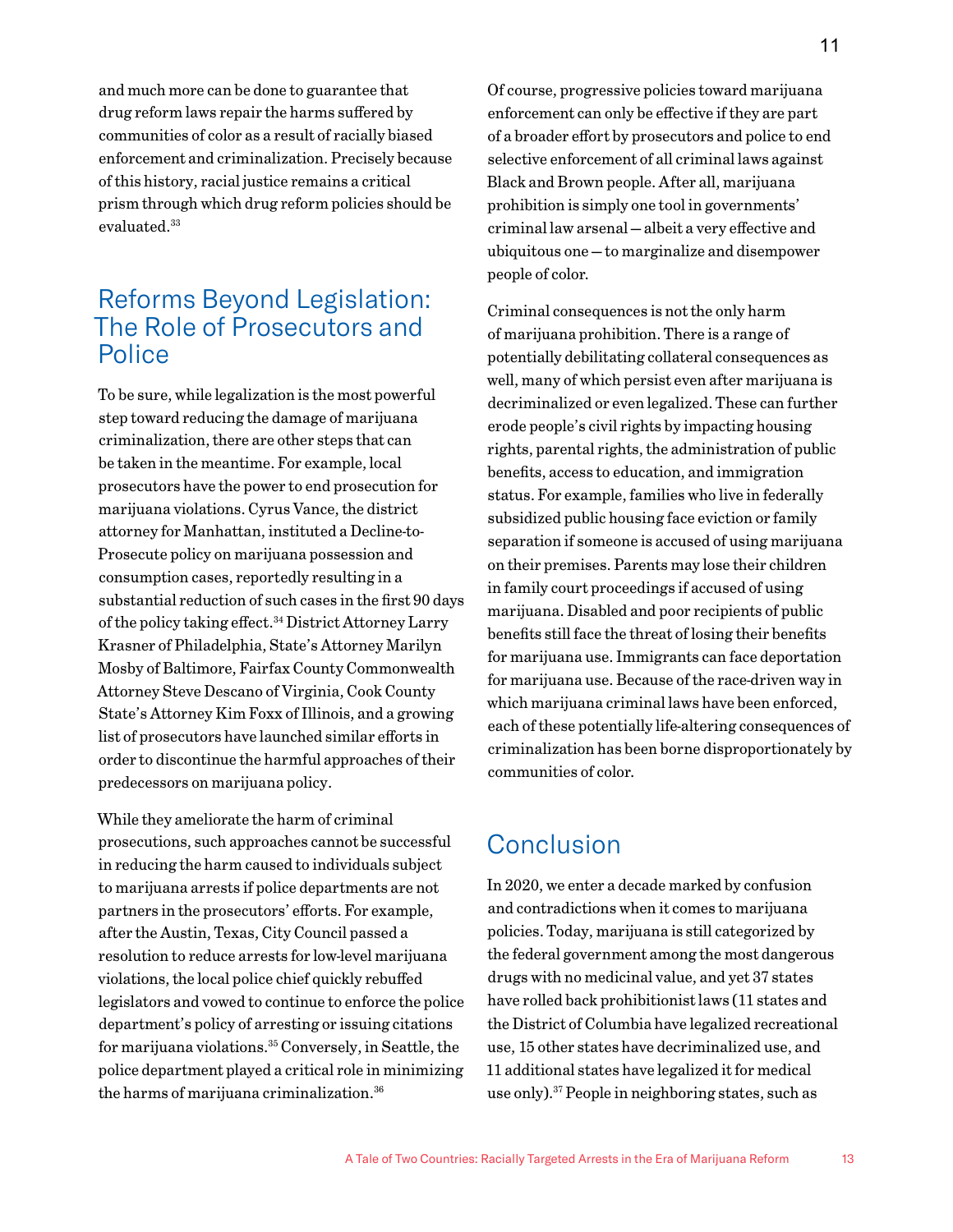and much more can be done to guarantee that drug reform laws repair the harms suffered by communities of color as a result of racially biased enforcement and criminalization. Precisely because of this history, racial justice remains a critical prism through which drug reform policies should be evaluated.[33]

## Reforms Beyond Legislation: The Role of Prosecutors and Police

To be sure, while legalization is the most powerful step toward reducing the damage of marijuana criminalization, there are other steps that can be taken in the meantime. For example, local prosecutors have the power to end prosecution for marijuana violations. Cyrus Vance, the district attorney for Manhattan, instituted a Decline-to-Prosecute policy on marijuana possession and consumption cases, reportedly resulting in a substantial reduction of such cases in the first 90 days of the policy taking effect.[34] District Attorney Larry Krasner of Philadelphia, State's Attorney Marilyn Mosby of Baltimore, Fairfax County Commonwealth Attorney Steve Descano of Virginia, Cook County State's Attorney Kim Foxx of Illinois, and a growing list of prosecutors have launched similar efforts in order to discontinue the harmful approaches of their predecessors on marijuana policy.

While they ameliorate the harm of criminal prosecutions, such approaches cannot be successful in reducing the harm caused to individuals subject to marijuana arrests if police departments are not partners in the prosecutors' efforts. For example, after the Austin, Texas, City Council passed a resolution to reduce arrests for low-level marijuana violations, the local police chief quickly rebuffed legislators and vowed to continue to enforce the police department's policy of arresting or issuing citations for marijuana violations.[35] Conversely, in Seattle, the police department played a critical role in minimizing the harms of marijuana criminalization.[36]

Of course, progressive policies toward marijuana enforcement can only be effective if they are part of a broader effort by prosecutors and police to end selective enforcement of all criminal laws against Black and Brown people. After all, marijuana prohibition is simply one tool in governments' criminal law arsenal — albeit a very effective and ubiquitous one — to marginalize and disempower people of color.

Criminal consequences is not the only harm of marijuana prohibition. There is a range of potentially debilitating collateral consequences as well, many of which persist even after marijuana is decriminalized or even legalized. These can further erode people's civil rights by impacting housing rights, parental rights, the administration of public benefits, access to education, and immigration status. For example, families who live in federally subsidized public housing face eviction or family separation if someone is accused of using marijuana on their premises. Parents may lose their children in family court proceedings if accused of using marijuana. Disabled and poor recipients of public benefits still face the threat of losing their benefits for marijuana use. Immigrants can face deportation for marijuana use. Because of the race-driven way in which marijuana criminal laws have been enforced, each of these potentially life-altering consequences of criminalization has been borne disproportionately by communities of color.

## Conclusion

In 2020, we enter a decade marked by confusion and contradictions when it comes to marijuana policies. Today, marijuana is still categorized by the federal government among the most dangerous drugs with no medicinal value, and yet 37 states have rolled back prohibitionist laws (11 states and the District of Columbia have legalized recreational use, 15 other states have decriminalized use, and 11 additional states have legalized it for medical use only).[37] People in neighboring states, such as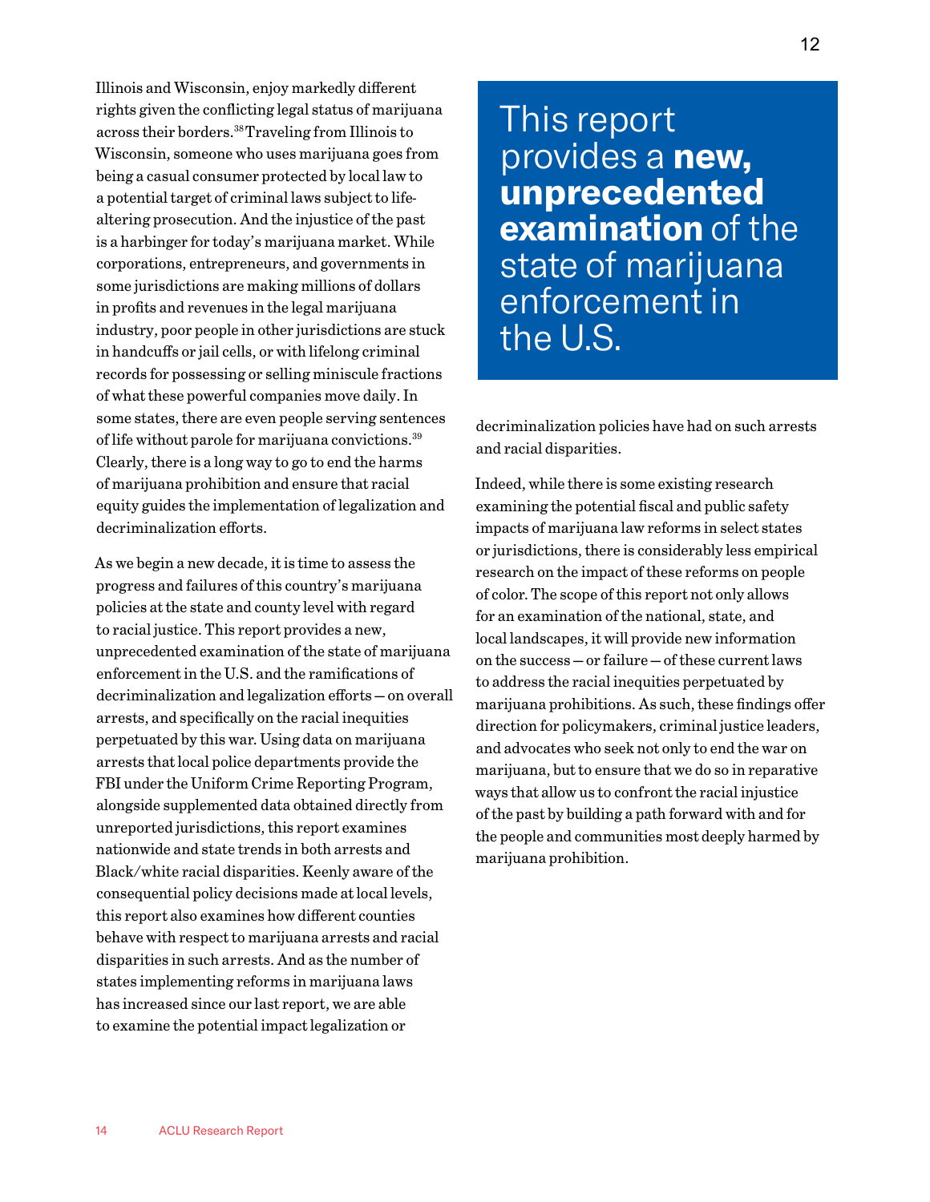Illinois and Wisconsin, enjoy markedly different rights given the conflicting legal status of marijuana across their borders.[38] Traveling from Illinois to Wisconsin, someone who uses marijuana goes from being a casual consumer protected by local law to a potential target of criminal laws subject to life-altering prosecution. And the injustice of the past is a harbinger for today's marijuana market. While corporations, entrepreneurs, and governments in some jurisdictions are making millions of dollars in profits and revenues in the legal marijuana industry, poor people in other jurisdictions are stuck in handcuffs or jail cells, or with lifelong criminal records for possessing or selling miniscule fractions of what these powerful companies move daily. In some states, there are even people serving sentences of life without parole for marijuana convictions.[39] Clearly, there is a long way to go to end the harms of marijuana prohibition and ensure that racial equity guides the implementation of legalization and decriminalization efforts.

As we begin a new decade, it is time to assess the progress and failures of this country's marijuana policies at the state and county level with regard to racial justice. This report provides a new, unprecedented examination of the state of marijuana enforcement in the U.S. and the ramifications of decriminalization and legalization efforts — on overall arrests, and specifically on the racial inequities perpetuated by this war. Using data on marijuana arrests that local police departments provide the FBI under the Uniform Crime Reporting Program, alongside supplemented data obtained directly from unreported jurisdictions, this report examines nationwide and state trends in both arrests and Black/white racial disparities. Keenly aware of the consequential policy decisions made at local levels, this report also examines how different counties behave with respect to marijuana arrests and racial disparities in such arrests. And as the number of states implementing reforms in marijuana laws has increased since our last report, we are able to examine the potential impact legalization or decriminalization policies have had on such arrests and racial disparities.

> This report provides a **new, unprecedented examination** of the state of marijuana enforcement in the U.S.

Indeed, while there is some existing research examining the potential fiscal and public safety impacts of marijuana law reforms in select states or jurisdictions, there is considerably less empirical research on the impact of these reforms on people of color. The scope of this report not only allows for an examination of the national, state, and local landscapes, it will provide new information on the success — or failure — of these current laws to address the racial inequities perpetuated by marijuana prohibitions. As such, these findings offer direction for policymakers, criminal justice leaders, and advocates who seek not only to end the war on marijuana, but to ensure that we do so in reparative ways that allow us to confront the racial injustice of the past by building a path forward with and for the people and communities most deeply harmed by marijuana prohibition.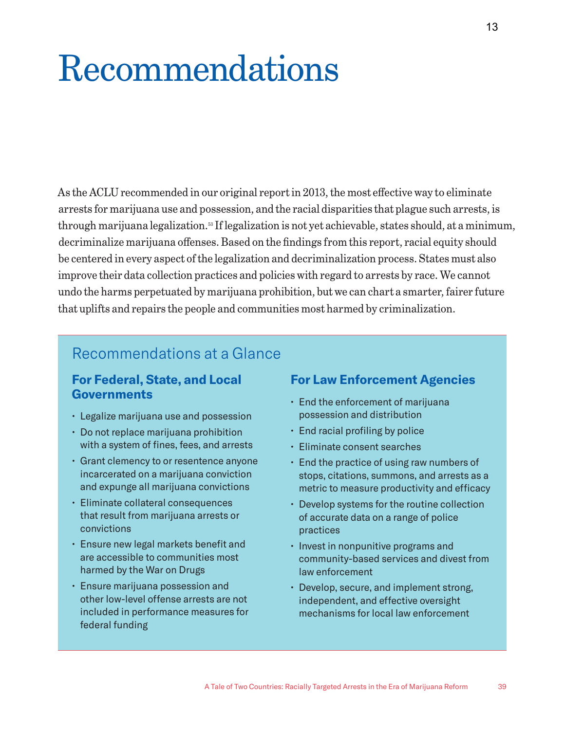# Recommendations

As the ACLU recommended in our original report in 2013, the most effective way to eliminate arrests for marijuana use and possession, and the racial disparities that plague such arrests, is through marijuana legalization.[53] If legalization is not yet achievable, states should, at a minimum, decriminalize marijuana offenses. Based on the findings from this report, racial equity should be centered in every aspect of the legalization and decriminalization process. States must also improve their data collection practices and policies with regard to arrests by race. We cannot undo the harms perpetuated by marijuana prohibition, but we can chart a smarter, fairer future that uplifts and repairs the people and communities most harmed by criminalization.

## Recommendations at a Glance

### For Federal, State, and Local Governments

- Legalize marijuana use and possession
- Do not replace marijuana prohibition with a system of fines, fees, and arrests
- Grant clemency to or resentence anyone incarcerated on a marijuana conviction and expunge all marijuana convictions
- Eliminate collateral consequences that result from marijuana arrests or convictions
- Ensure new legal markets benefit and are accessible to communities most harmed by the War on Drugs
- Ensure marijuana possession and other low-level offense arrests are not included in performance measures for federal funding

### For Law Enforcement Agencies

- End the enforcement of marijuana possession and distribution
- End racial profiling by police
- Eliminate consent searches
- End the practice of using raw numbers of stops, citations, summons, and arrests as a metric to measure productivity and efficacy
- Develop systems for the routine collection of accurate data on a range of police practices
- Invest in nonpunitive programs and community-based services and divest from law enforcement
- Develop, secure, and implement strong, independent, and effective oversight mechanisms for local law enforcement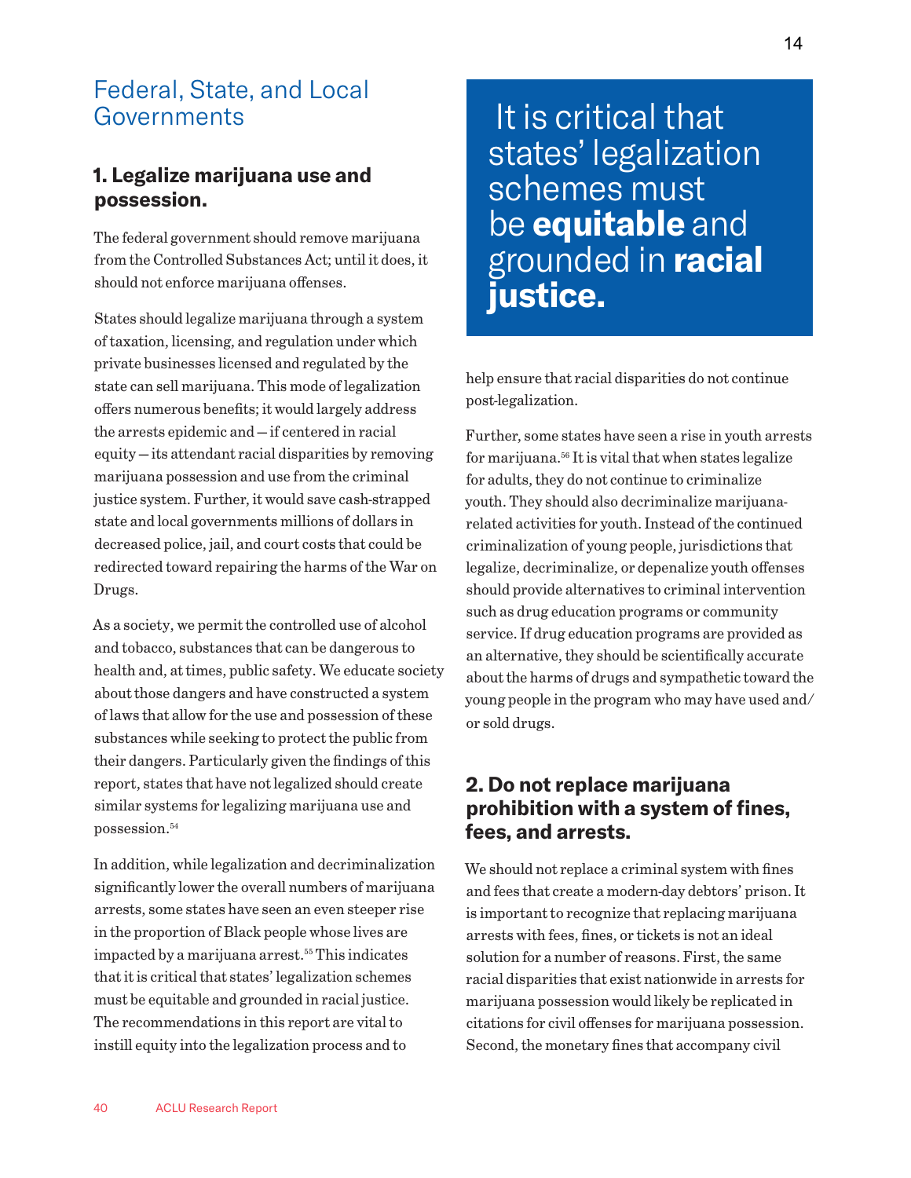## Federal, State, and Local Governments

### 1. Legalize marijuana use and possession.

The federal government should remove marijuana from the Controlled Substances Act; until it does, it should not enforce marijuana offenses.

States should legalize marijuana through a system of taxation, licensing, and regulation under which private businesses licensed and regulated by the state can sell marijuana. This mode of legalization offers numerous benefits; it would largely address the arrests epidemic and — if centered in racial equity — its attendant racial disparities by removing marijuana possession and use from the criminal justice system. Further, it would save cash-strapped state and local governments millions of dollars in decreased police, jail, and court costs that could be redirected toward repairing the harms of the War on Drugs.

As a society, we permit the controlled use of alcohol and tobacco, substances that can be dangerous to health and, at times, public safety. We educate society about those dangers and have constructed a system of laws that allow for the use and possession of these substances while seeking to protect the public from their dangers. Particularly given the findings of this report, states that have not legalized should create similar systems for legalizing marijuana use and possession.[54]

In addition, while legalization and decriminalization significantly lower the overall numbers of marijuana arrests, some states have seen an even steeper rise in the proportion of Black people whose lives are impacted by a marijuana arrest.[55] This indicates that it is critical that states' legalization schemes must be equitable and grounded in racial justice. The recommendations in this report are vital to instill equity into the legalization process and to help ensure that racial disparities do not continue post-legalization.

> It is critical that states' legalization schemes must be **equitable** and grounded in **racial justice.**

Further, some states have seen a rise in youth arrests for marijuana.[56] It is vital that when states legalize for adults, they do not continue to criminalize youth. They should also decriminalize marijuana-related activities for youth. Instead of the continued criminalization of young people, jurisdictions that legalize, decriminalize, or depenalize youth offenses should provide alternatives to criminal intervention such as drug education programs or community service. If drug education programs are provided as an alternative, they should be scientifically accurate about the harms of drugs and sympathetic toward the young people in the program who may have used and/or sold drugs.

### 2. Do not replace marijuana prohibition with a system of fines, fees, and arrests.

We should not replace a criminal system with fines and fees that create a modern-day debtors' prison. It is important to recognize that replacing marijuana arrests with fees, fines, or tickets is not an ideal solution for a number of reasons. First, the same racial disparities that exist nationwide in arrests for marijuana possession would likely be replicated in citations for civil offenses for marijuana possession. Second, the monetary fines that accompany civil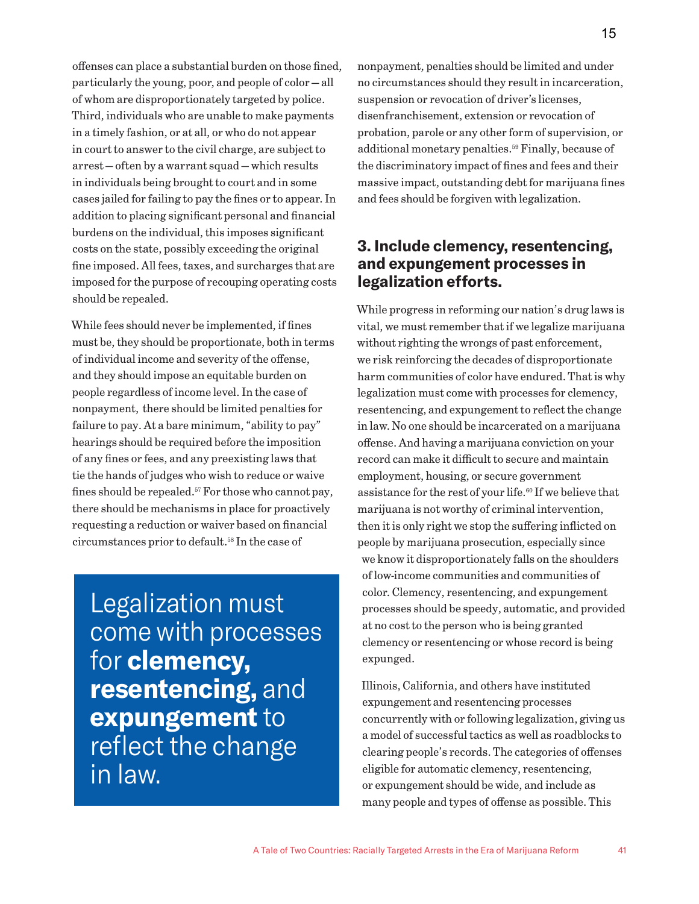offenses can place a substantial burden on those fined, particularly the young, poor, and people of color — all of whom are disproportionately targeted by police. Third, individuals who are unable to make payments in a timely fashion, or at all, or who do not appear in court to answer to the civil charge, are subject to arrest — often by a warrant squad — which results in individuals being brought to court and in some cases jailed for failing to pay the fines or to appear. In addition to placing significant personal and financial burdens on the individual, this imposes significant costs on the state, possibly exceeding the original fine imposed. All fees, taxes, and surcharges that are imposed for the purpose of recouping operating costs should be repealed.

While fees should never be implemented, if fines must be, they should be proportionate, both in terms of individual income and severity of the offense, and they should impose an equitable burden on people regardless of income level. In the case of nonpayment, there should be limited penalties for failure to pay. At a bare minimum, "ability to pay" hearings should be required before the imposition of any fines or fees, and any preexisting laws that tie the hands of judges who wish to reduce or waive fines should be repealed.[57] For those who cannot pay, there should be mechanisms in place for proactively requesting a reduction or waiver based on financial circumstances prior to default.[58] In the case of nonpayment, penalties should be limited and under no circumstances should they result in incarceration, suspension or revocation of driver's licenses, disenfranchisement, extension or revocation of probation, parole or any other form of supervision, or additional monetary penalties.[59] Finally, because of the discriminatory impact of fines and fees and their massive impact, outstanding debt for marijuana fines and fees should be forgiven with legalization.

> Legalization must come with processes for **clemency, resentencing,** and **expungement** to reflect the change in law.

## 3. Include clemency, resentencing, and expungement processes in legalization efforts.

While progress in reforming our nation's drug laws is vital, we must remember that if we legalize marijuana without righting the wrongs of past enforcement, we risk reinforcing the decades of disproportionate harm communities of color have endured. That is why legalization must come with processes for clemency, resentencing, and expungement to reflect the change in law. No one should be incarcerated on a marijuana offense. And having a marijuana conviction on your record can make it difficult to secure and maintain employment, housing, or secure government assistance for the rest of your life.[60] If we believe that marijuana is not worthy of criminal intervention, then it is only right we stop the suffering inflicted on people by marijuana prosecution, especially since we know it disproportionately falls on the shoulders of low-income communities and communities of color. Clemency, resentencing, and expungement processes should be speedy, automatic, and provided at no cost to the person who is being granted clemency or resentencing or whose record is being expunged.

Illinois, California, and others have instituted expungement and resentencing processes concurrently with or following legalization, giving us a model of successful tactics as well as roadblocks to clearing people's records. The categories of offenses eligible for automatic clemency, resentencing, or expungement should be wide, and include as many people and types of offense as possible. This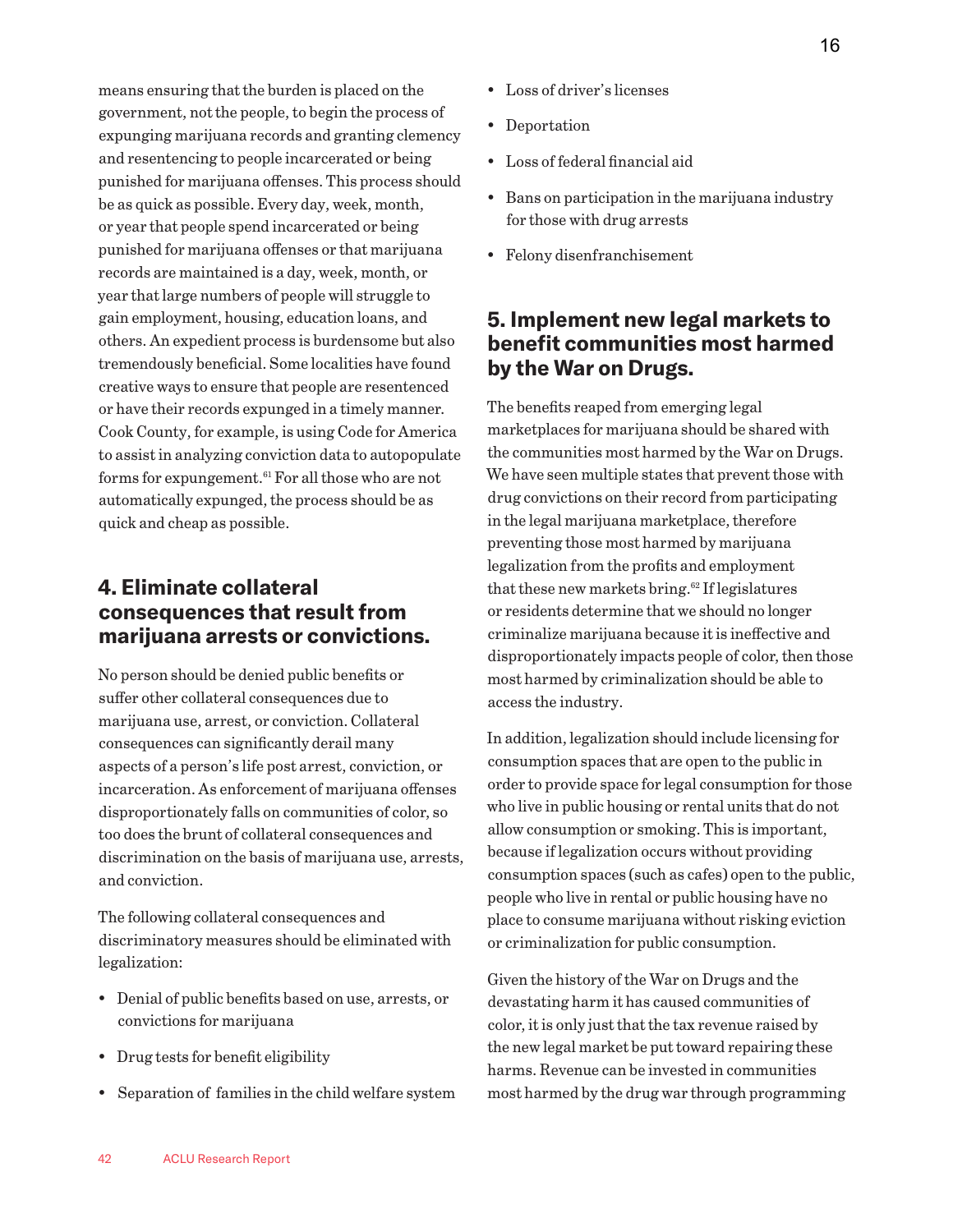means ensuring that the burden is placed on the government, not the people, to begin the process of expunging marijuana records and granting clemency and resentencing to people incarcerated or being punished for marijuana offenses. This process should be as quick as possible. Every day, week, month, or year that people spend incarcerated or being punished for marijuana offenses or that marijuana records are maintained is a day, week, month, or year that large numbers of people will struggle to gain employment, housing, education loans, and others. An expedient process is burdensome but also tremendously beneficial. Some localities have found creative ways to ensure that people are resentenced or have their records expunged in a timely manner. Cook County, for example, is using Code for America to assist in analyzing conviction data to autopopulate forms for expungement.[61] For all those who are not automatically expunged, the process should be as quick and cheap as possible.

## 4. Eliminate collateral consequences that result from marijuana arrests or convictions.

No person should be denied public benefits or suffer other collateral consequences due to marijuana use, arrest, or conviction. Collateral consequences can significantly derail many aspects of a person's life post arrest, conviction, or incarceration. As enforcement of marijuana offenses disproportionately falls on communities of color, so too does the brunt of collateral consequences and discrimination on the basis of marijuana use, arrests, and conviction.

The following collateral consequences and discriminatory measures should be eliminated with legalization:

- Denial of public benefits based on use, arrests, or convictions for marijuana
- Drug tests for benefit eligibility
- Separation of families in the child welfare system
- Loss of driver's licenses
- Deportation
- Loss of federal financial aid
- Bans on participation in the marijuana industry for those with drug arrests
- Felony disenfranchisement

## 5. Implement new legal markets to benefit communities most harmed by the War on Drugs.

The benefits reaped from emerging legal marketplaces for marijuana should be shared with the communities most harmed by the War on Drugs. We have seen multiple states that prevent those with drug convictions on their record from participating in the legal marijuana marketplace, therefore preventing those most harmed by marijuana legalization from the profits and employment that these new markets bring.[62] If legislatures or residents determine that we should no longer criminalize marijuana because it is ineffective and disproportionately impacts people of color, then those most harmed by criminalization should be able to access the industry.

In addition, legalization should include licensing for consumption spaces that are open to the public in order to provide space for legal consumption for those who live in public housing or rental units that do not allow consumption or smoking. This is important, because if legalization occurs without providing consumption spaces (such as cafes) open to the public, people who live in rental or public housing have no place to consume marijuana without risking eviction or criminalization for public consumption.

Given the history of the War on Drugs and the devastating harm it has caused communities of color, it is only just that the tax revenue raised by the new legal market be put toward repairing these harms. Revenue can be invested in communities most harmed by the drug war through programming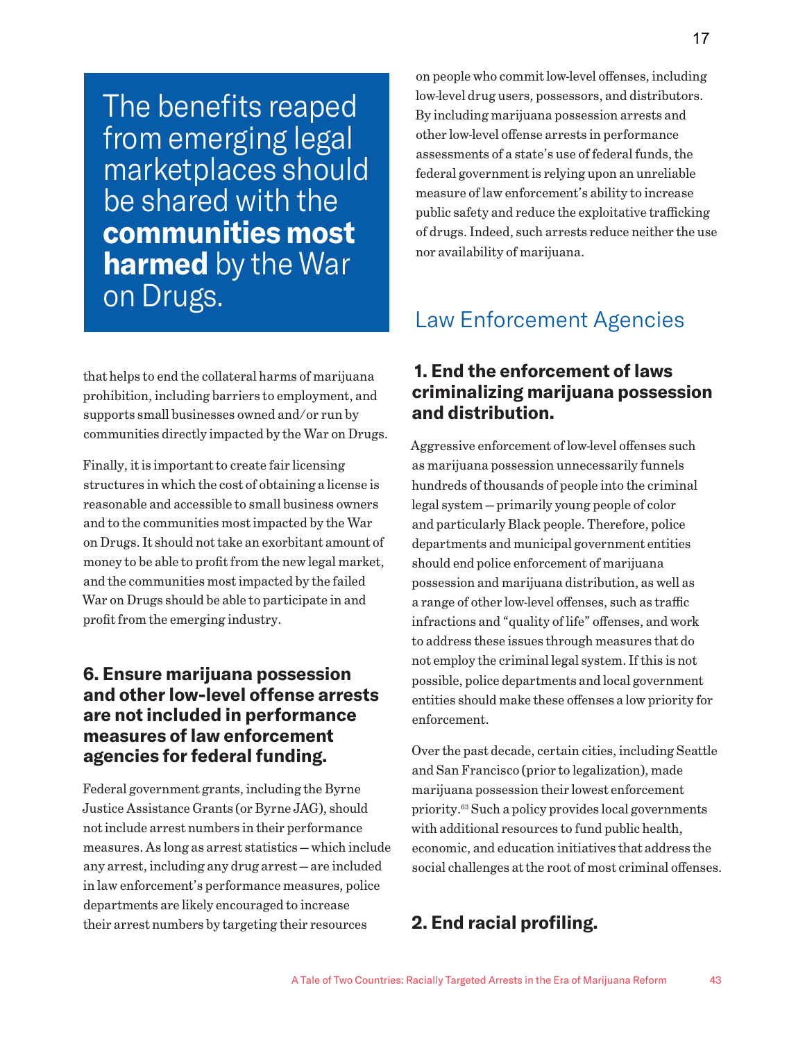> The benefits reaped from emerging legal marketplaces should be shared with the **communities most harmed** by the War on Drugs.

that helps to end the collateral harms of marijuana prohibition, including barriers to employment, and supports small businesses owned and/or run by communities directly impacted by the War on Drugs.

Finally, it is important to create fair licensing structures in which the cost of obtaining a license is reasonable and accessible to small business owners and to the communities most impacted by the War on Drugs. It should not take an exorbitant amount of money to be able to profit from the new legal market, and the communities most impacted by the failed War on Drugs should be able to participate in and profit from the emerging industry.

### 6. Ensure marijuana possession and other low-level offense arrests are not included in performance measures of law enforcement agencies for federal funding.

Federal government grants, including the Byrne Justice Assistance Grants (or Byrne JAG), should not include arrest numbers in their performance measures. As long as arrest statistics — which include any arrest, including any drug arrest — are included in law enforcement's performance measures, police departments are likely encouraged to increase their arrest numbers by targeting their resources on people who commit low-level offenses, including low-level drug users, possessors, and distributors. By including marijuana possession arrests and other low-level offense arrests in performance assessments of a state's use of federal funds, the federal government is relying upon an unreliable measure of law enforcement's ability to increase public safety and reduce the exploitative trafficking of drugs. Indeed, such arrests reduce neither the use nor availability of marijuana.

## Law Enforcement Agencies

### 1. End the enforcement of laws criminalizing marijuana possession and distribution.

Aggressive enforcement of low-level offenses such as marijuana possession unnecessarily funnels hundreds of thousands of people into the criminal legal system — primarily young people of color and particularly Black people. Therefore, police departments and municipal government entities should end police enforcement of marijuana possession and marijuana distribution, as well as a range of other low-level offenses, such as traffic infractions and "quality of life" offenses, and work to address these issues through measures that do not employ the criminal legal system. If this is not possible, police departments and local government entities should make these offenses a low priority for enforcement.

Over the past decade, certain cities, including Seattle and San Francisco (prior to legalization), made marijuana possession their lowest enforcement priority.[63] Such a policy provides local governments with additional resources to fund public health, economic, and education initiatives that address the social challenges at the root of most criminal offenses.

### 2. End racial profiling.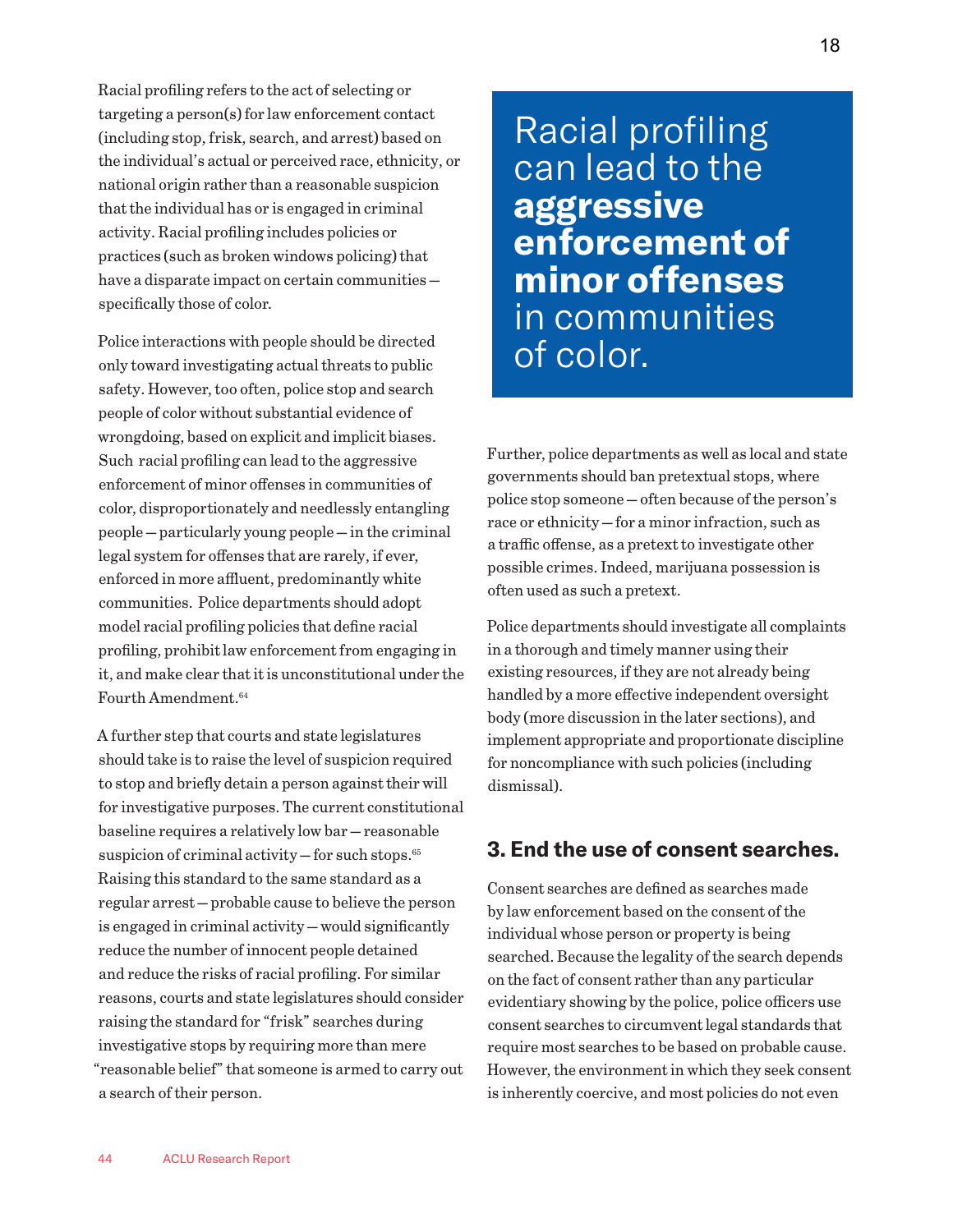Racial profiling refers to the act of selecting or targeting a person(s) for law enforcement contact (including stop, frisk, search, and arrest) based on the individual's actual or perceived race, ethnicity, or national origin rather than a reasonable suspicion that the individual has or is engaged in criminal activity. Racial profiling includes policies or practices (such as broken windows policing) that have a disparate impact on certain communities — specifically those of color.

Police interactions with people should be directed only toward investigating actual threats to public safety. However, too often, police stop and search people of color without substantial evidence of wrongdoing, based on explicit and implicit biases. Such racial profiling can lead to the aggressive enforcement of minor offenses in communities of color, disproportionately and needlessly entangling people — particularly young people — in the criminal legal system for offenses that are rarely, if ever, enforced in more affluent, predominantly white communities. Police departments should adopt model racial profiling policies that define racial profiling, prohibit law enforcement from engaging in it, and make clear that it is unconstitutional under the Fourth Amendment.[64]

A further step that courts and state legislatures should take is to raise the level of suspicion required to stop and briefly detain a person against their will for investigative purposes. The current constitutional baseline requires a relatively low bar — reasonable suspicion of criminal activity — for such stops.[65] Raising this standard to the same standard as a regular arrest — probable cause to believe the person is engaged in criminal activity — would significantly reduce the number of innocent people detained and reduce the risks of racial profiling. For similar reasons, courts and state legislatures should consider raising the standard for "frisk" searches during investigative stops by requiring more than mere "reasonable belief" that someone is armed to carry out a search of their person.

> Racial profiling can lead to the **aggressive enforcement of minor offenses** in communities of color.

Further, police departments as well as local and state governments should ban pretextual stops, where police stop someone — often because of the person's race or ethnicity — for a minor infraction, such as a traffic offense, as a pretext to investigate other possible crimes. Indeed, marijuana possession is often used as such a pretext.

Police departments should investigate all complaints in a thorough and timely manner using their existing resources, if they are not already being handled by a more effective independent oversight body (more discussion in the later sections), and implement appropriate and proportionate discipline for noncompliance with such policies (including dismissal).

### 3. End the use of consent searches.

Consent searches are defined as searches made by law enforcement based on the consent of the individual whose person or property is being searched. Because the legality of the search depends on the fact of consent rather than any particular evidentiary showing by the police, police officers use consent searches to circumvent legal standards that require most searches to be based on probable cause. However, the environment in which they seek consent is inherently coercive, and most policies do not even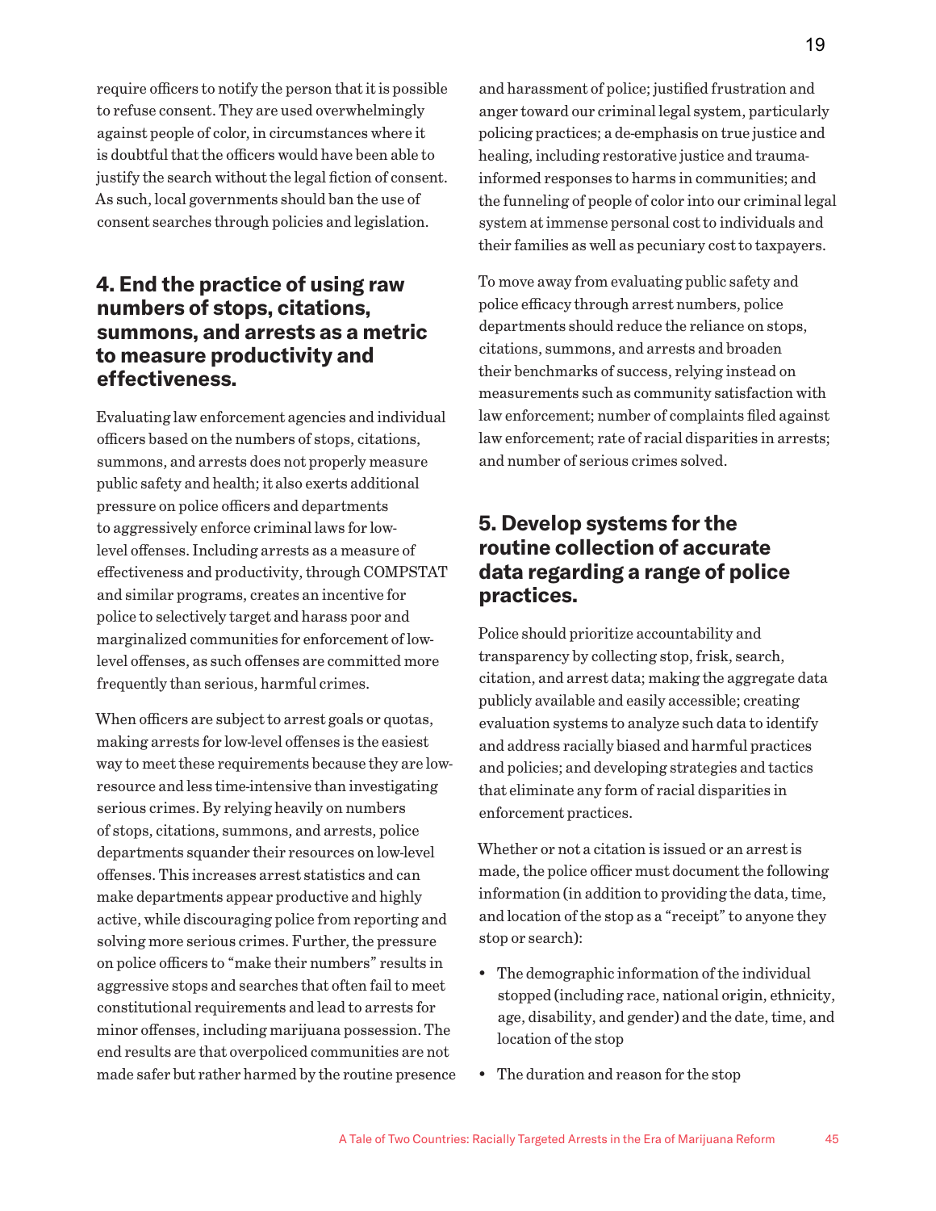require officers to notify the person that it is possible to refuse consent. They are used overwhelmingly against people of color, in circumstances where it is doubtful that the officers would have been able to justify the search without the legal fiction of consent. As such, local governments should ban the use of consent searches through policies and legislation.

## 4. End the practice of using raw numbers of stops, citations, summons, and arrests as a metric to measure productivity and effectiveness.

Evaluating law enforcement agencies and individual officers based on the numbers of stops, citations, summons, and arrests does not properly measure public safety and health; it also exerts additional pressure on police officers and departments to aggressively enforce criminal laws for low-level offenses. Including arrests as a measure of effectiveness and productivity, through COMPSTAT and similar programs, creates an incentive for police to selectively target and harass poor and marginalized communities for enforcement of low-level offenses, as such offenses are committed more frequently than serious, harmful crimes.

When officers are subject to arrest goals or quotas, making arrests for low-level offenses is the easiest way to meet these requirements because they are low-resource and less time-intensive than investigating serious crimes. By relying heavily on numbers of stops, citations, summons, and arrests, police departments squander their resources on low-level offenses. This increases arrest statistics and can make departments appear productive and highly active, while discouraging police from reporting and solving more serious crimes. Further, the pressure on police officers to "make their numbers" results in aggressive stops and searches that often fail to meet constitutional requirements and lead to arrests for minor offenses, including marijuana possession. The end results are that overpoliced communities are not made safer but rather harmed by the routine presence and harassment of police; justified frustration and anger toward our criminal legal system, particularly policing practices; a de-emphasis on true justice and healing, including restorative justice and trauma-informed responses to harms in communities; and the funneling of people of color into our criminal legal system at immense personal cost to individuals and their families as well as pecuniary cost to taxpayers.

To move away from evaluating public safety and police efficacy through arrest numbers, police departments should reduce the reliance on stops, citations, summons, and arrests and broaden their benchmarks of success, relying instead on measurements such as community satisfaction with law enforcement; number of complaints filed against law enforcement; rate of racial disparities in arrests; and number of serious crimes solved.

## 5. Develop systems for the routine collection of accurate data regarding a range of police practices.

Police should prioritize accountability and transparency by collecting stop, frisk, search, citation, and arrest data; making the aggregate data publicly available and easily accessible; creating evaluation systems to analyze such data to identify and address racially biased and harmful practices and policies; and developing strategies and tactics that eliminate any form of racial disparities in enforcement practices.

Whether or not a citation is issued or an arrest is made, the police officer must document the following information (in addition to providing the data, time, and location of the stop as a "receipt" to anyone they stop or search):

- The demographic information of the individual stopped (including race, national origin, ethnicity, age, disability, and gender) and the date, time, and location of the stop
- The duration and reason for the stop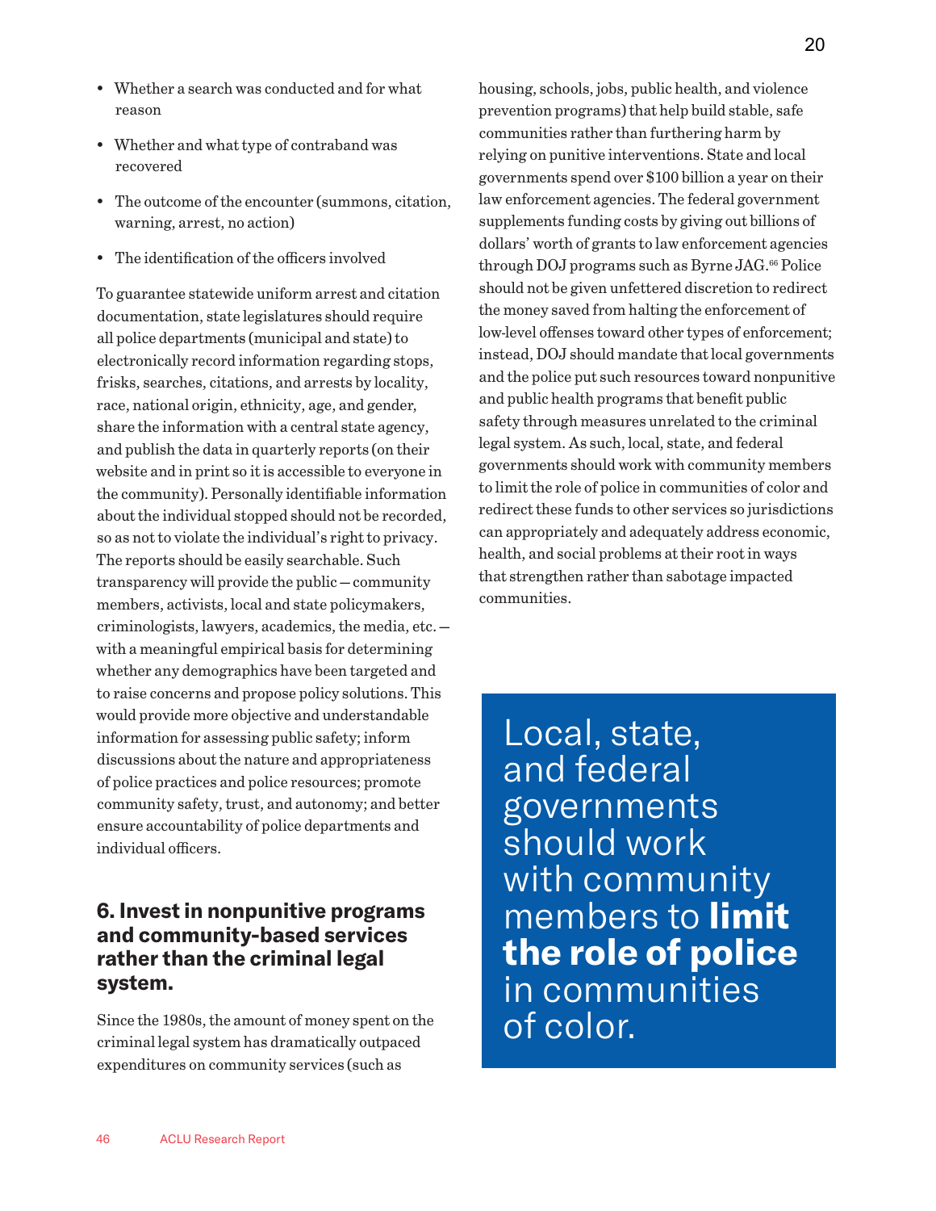- Whether a search was conducted and for what reason
- Whether and what type of contraband was recovered
- The outcome of the encounter (summons, citation, warning, arrest, no action)
- The identification of the officers involved

To guarantee statewide uniform arrest and citation documentation, state legislatures should require all police departments (municipal and state) to electronically record information regarding stops, frisks, searches, citations, and arrests by locality, race, national origin, ethnicity, age, and gender, share the information with a central state agency, and publish the data in quarterly reports (on their website and in print so it is accessible to everyone in the community). Personally identifiable information about the individual stopped should not be recorded, so as not to violate the individual's right to privacy. The reports should be easily searchable. Such transparency will provide the public — community members, activists, local and state policymakers, criminologists, lawyers, academics, the media, etc. — with a meaningful empirical basis for determining whether any demographics have been targeted and to raise concerns and propose policy solutions. This would provide more objective and understandable information for assessing public safety; inform discussions about the nature and appropriateness of police practices and police resources; promote community safety, trust, and autonomy; and better ensure accountability of police departments and individual officers.

### 6. Invest in nonpunitive programs and community-based services rather than the criminal legal system.

Since the 1980s, the amount of money spent on the criminal legal system has dramatically outpaced expenditures on community services (such as housing, schools, jobs, public health, and violence prevention programs) that help build stable, safe communities rather than furthering harm by relying on punitive interventions. State and local governments spend over $100 billion a year on their law enforcement agencies. The federal government supplements funding costs by giving out billions of dollars' worth of grants to law enforcement agencies through DOJ programs such as Byrne JAG.[66] Police should not be given unfettered discretion to redirect the money saved from halting the enforcement of low-level offenses toward other types of enforcement; instead, DOJ should mandate that local governments and the police put such resources toward nonpunitive and public health programs that benefit public safety through measures unrelated to the criminal legal system. As such, local, state, and federal governments should work with community members to limit the role of police in communities of color and redirect these funds to other services so jurisdictions can appropriately and adequately address economic, health, and social problems at their root in ways that strengthen rather than sabotage impacted communities.

> Local, state, and federal governments should work with community members to **limit the role of police** in communities of color.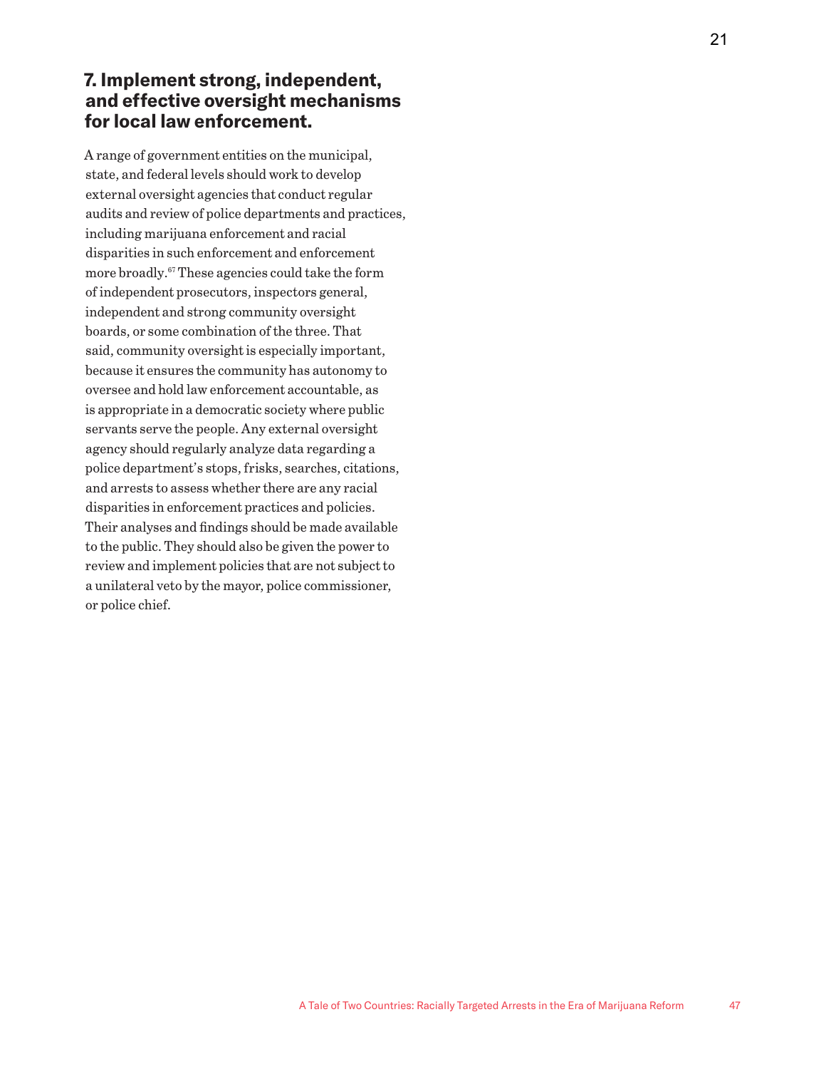## 7. Implement strong, independent, and effective oversight mechanisms for local law enforcement.

A range of government entities on the municipal, state, and federal levels should work to develop external oversight agencies that conduct regular audits and review of police departments and practices, including marijuana enforcement and racial disparities in such enforcement and enforcement more broadly.[67] These agencies could take the form of independent prosecutors, inspectors general, independent and strong community oversight boards, or some combination of the three. That said, community oversight is especially important, because it ensures the community has autonomy to oversee and hold law enforcement accountable, as is appropriate in a democratic society where public servants serve the people. Any external oversight agency should regularly analyze data regarding a police department's stops, frisks, searches, citations, and arrests to assess whether there are any racial disparities in enforcement practices and policies. Their analyses and findings should be made available to the public. They should also be given the power to review and implement policies that are not subject to a unilateral veto by the mayor, police commissioner, or police chief.